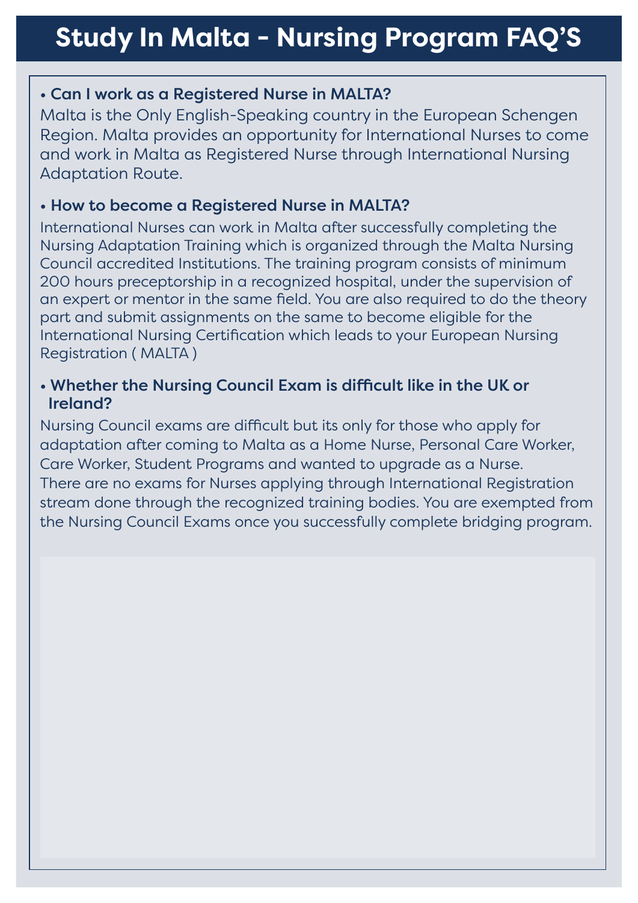# Study In Malta - Nursing Program FAQ'S

- **Can I work as a Registered Nurse in MALTA?**

Malta is the Only English-Speaking country in the European Schengen Region. Malta provides an opportunity for International Nurses to come and work in Malta as Registered Nurse through International Nursing Adaptation Route.

- **How to become a Registered Nurse in MALTA?**

International Nurses can work in Malta after successfully completing the Nursing Adaptation Training which is organized through the Malta Nursing Council accredited Institutions. The training program consists of minimum 200 hours preceptorship in a recognized hospital, under the supervision of an expert or mentor in the same field. You are also required to do the theory part and submit assignments on the same to become eligible for the International Nursing Certification which leads to your European Nursing Registration ( MALTA )

- **Whether the Nursing Council Exam is difficult like in the UK or Ireland?**

Nursing Council exams are difficult but its only for those who apply for adaptation after coming to Malta as a Home Nurse, Personal Care Worker, Care Worker, Student Programs and wanted to upgrade as a Nurse. There are no exams for Nurses applying through International Registration stream done through the recognized training bodies. You are exempted from the Nursing Council Exams once you successfully complete bridging program.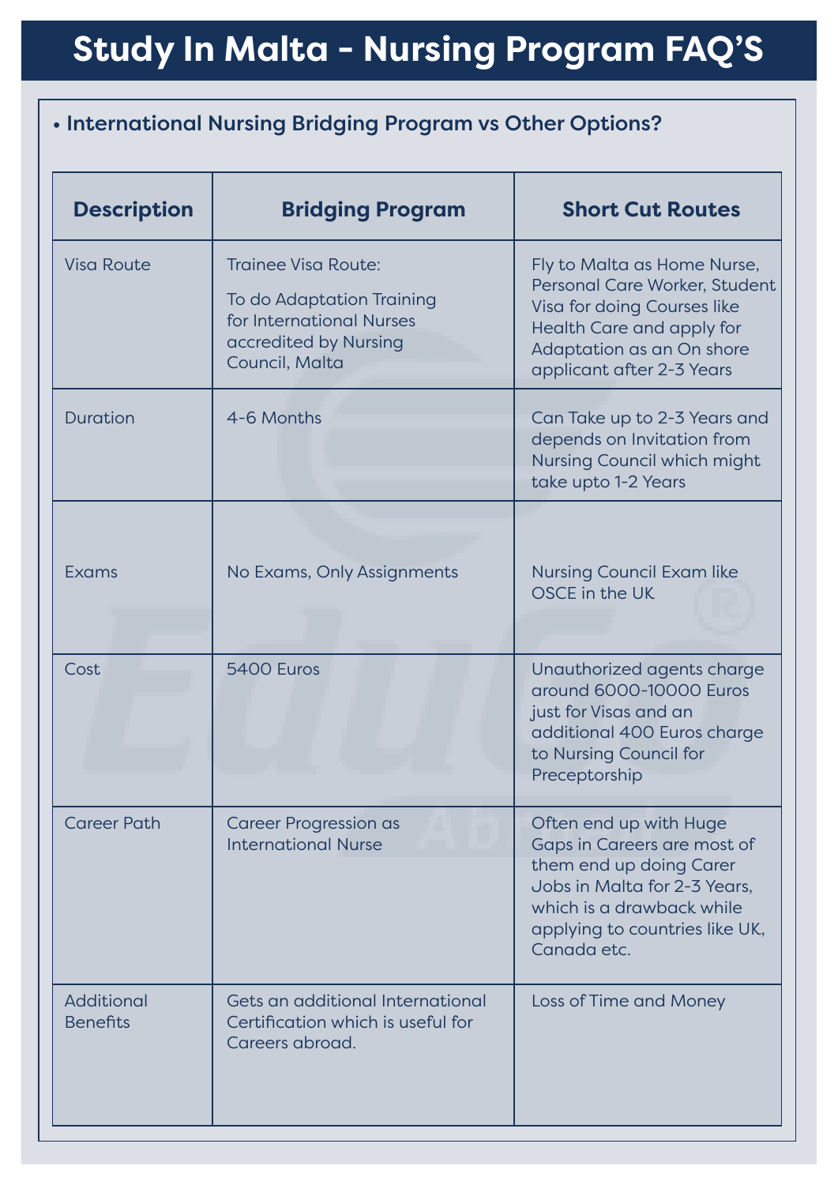# Study In Malta - Nursing Program FAQ'S

- **International Nursing Bridging Program vs Other Options?**

| Description | Bridging Program | Short Cut Routes |
| --- | --- | --- |
| Visa Route | Trainee Visa Route: To do Adaptation Training for International Nurses accredited by Nursing Council, Malta | Fly to Malta as Home Nurse, Personal Care Worker, Student Visa for doing Courses like Health Care and apply for Adaptation as an On shore applicant after 2-3 Years |
| Duration | 4-6 Months | Can Take up to 2-3 Years and depends on Invitation from Nursing Council which might take upto 1-2 Years |
| Exams | No Exams, Only Assignments | Nursing Council Exam like OSCE in the UK |
| Cost | 5400 Euros | Unauthorized agents charge around 6000-10000 Euros just for Visas and an additional 400 Euros charge to Nursing Council for Preceptorship |
| Career Path | Career Progression as International Nurse | Often end up with Huge Gaps in Careers are most of them end up doing Carer Jobs in Malta for 2-3 Years, which is a drawback while applying to countries like UK, Canada etc. |
| Additional Benefits | Gets an additional International Certification which is useful for Careers abroad. | Loss of Time and Money |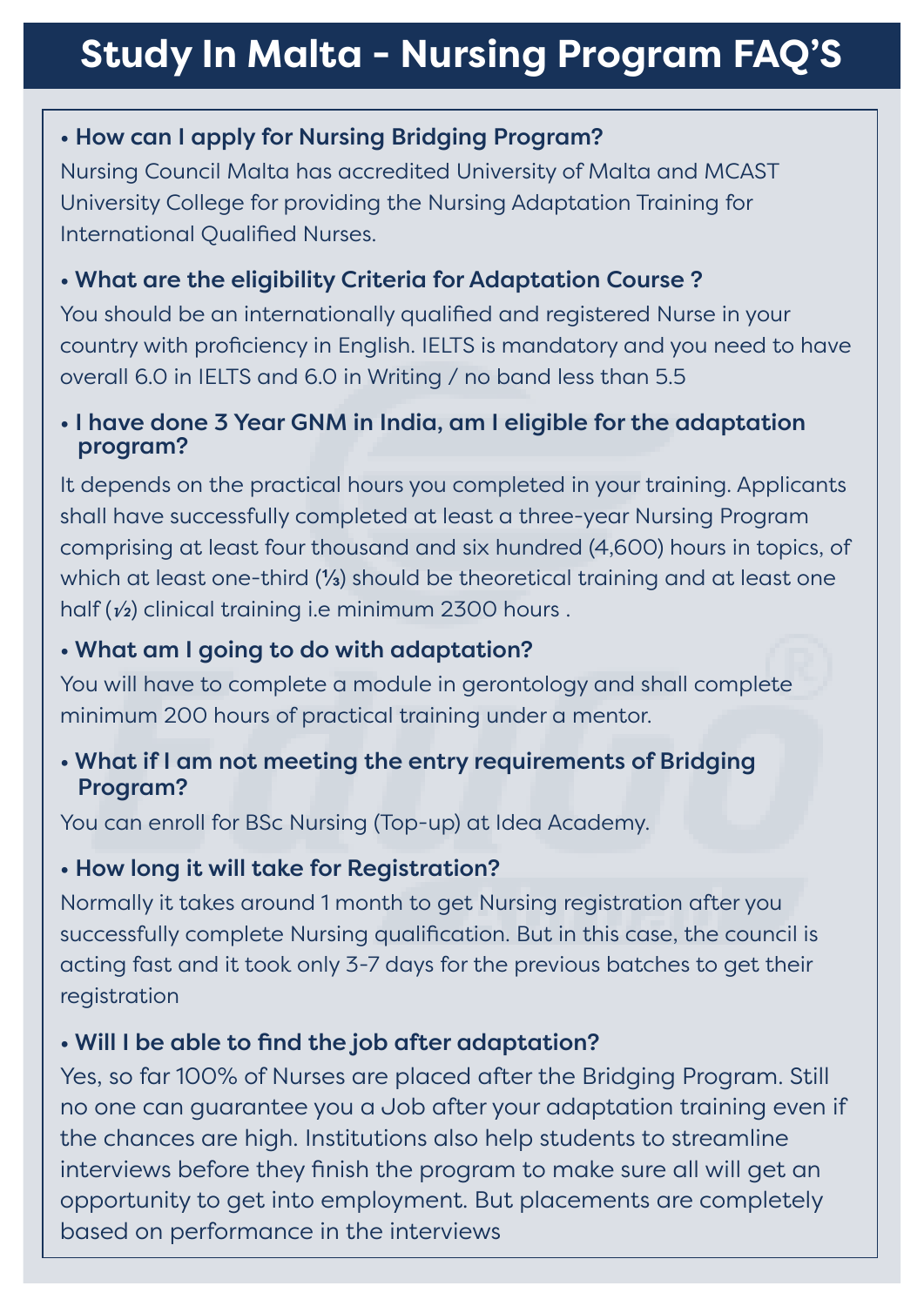# Study In Malta - Nursing Program FAQ'S

- **How can I apply for Nursing Bridging Program?**

Nursing Council Malta has accredited University of Malta and MCAST University College for providing the Nursing Adaptation Training for International Qualified Nurses.

- **What are the eligibility Criteria for Adaptation Course ?**

You should be an internationally qualified and registered Nurse in your country with proficiency in English. IELTS is mandatory and you need to have overall 6.0 in IELTS and 6.0 in Writing / no band less than 5.5

- **I have done 3 Year GNM in India, am I eligible for the adaptation program?**

It depends on the practical hours you completed in your training. Applicants shall have successfully completed at least a three-year Nursing Program comprising at least four thousand and six hundred (4,600) hours in topics, of which at least one-third (⅓) should be theoretical training and at least one half (½) clinical training i.e minimum 2300 hours .

- **What am I going to do with adaptation?**

You will have to complete a module in gerontology and shall complete minimum 200 hours of practical training under a mentor.

- **What if I am not meeting the entry requirements of Bridging Program?**

You can enroll for BSc Nursing (Top-up) at Idea Academy.

- **How long it will take for Registration?**

Normally it takes around 1 month to get Nursing registration after you successfully complete Nursing qualification. But in this case, the council is acting fast and it took only 3-7 days for the previous batches to get their registration

- **Will I be able to find the job after adaptation?**

Yes, so far 100% of Nurses are placed after the Bridging Program. Still no one can guarantee you a Job after your adaptation training even if the chances are high. Institutions also help students to streamline interviews before they finish the program to make sure all will get an opportunity to get into employment. But placements are completely based on performance in the interviews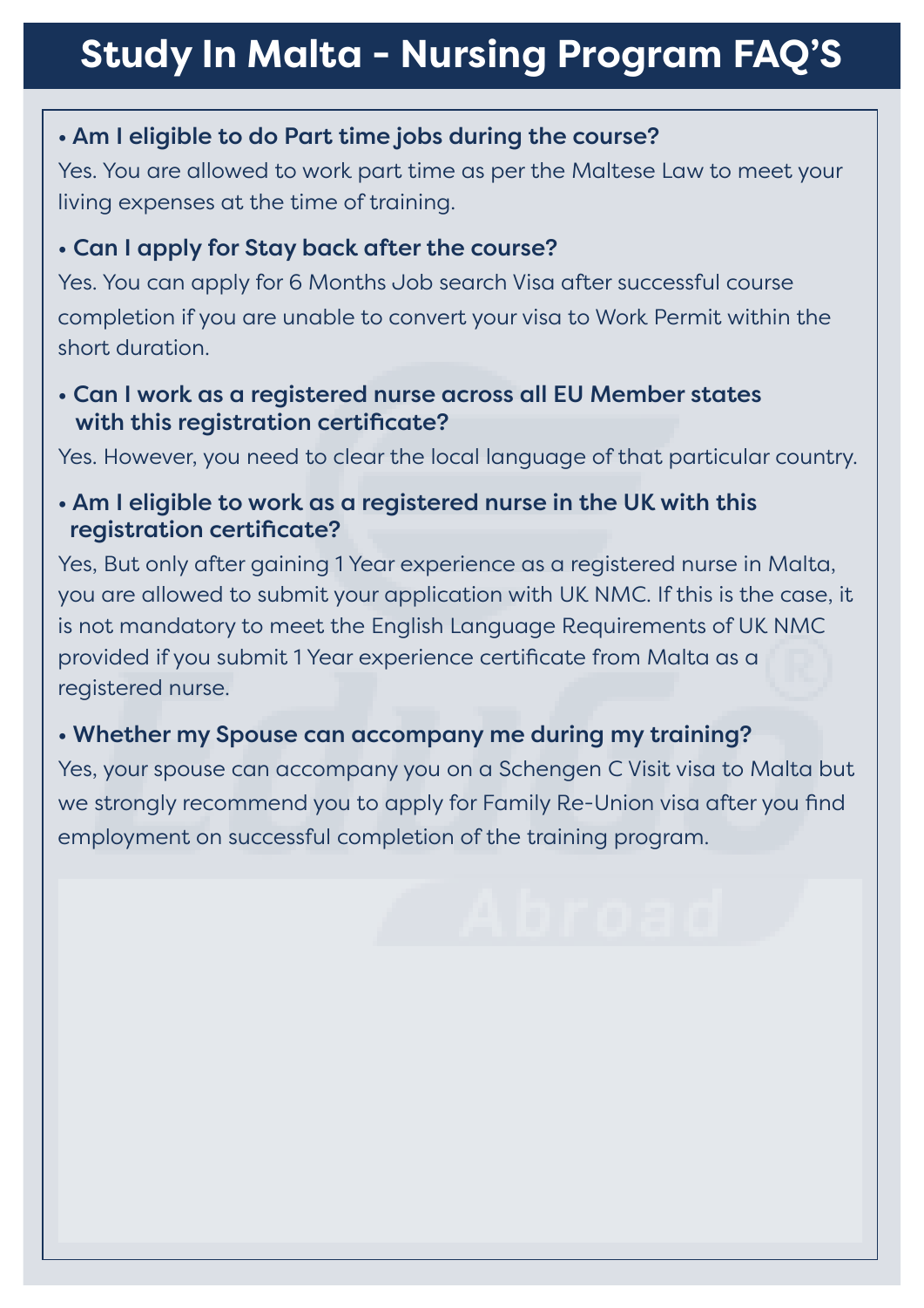# Study In Malta - Nursing Program FAQ'S

- **Am I eligible to do Part time jobs during the course?**

Yes. You are allowed to work part time as per the Maltese Law to meet your living expenses at the time of training.

- **Can I apply for Stay back after the course?**

Yes. You can apply for 6 Months Job search Visa after successful course completion if you are unable to convert your visa to Work Permit within the short duration.

- **Can I work as a registered nurse across all EU Member states with this registration certificate?**

Yes. However, you need to clear the local language of that particular country.

- **Am I eligible to work as a registered nurse in the UK with this registration certificate?**

Yes, But only after gaining 1 Year experience as a registered nurse in Malta, you are allowed to submit your application with UK NMC. If this is the case, it is not mandatory to meet the English Language Requirements of UK NMC provided if you submit 1 Year experience certificate from Malta as a registered nurse.

- **Whether my Spouse can accompany me during my training?**

Yes, your spouse can accompany you on a Schengen C Visit visa to Malta but we strongly recommend you to apply for Family Re-Union visa after you find employment on successful completion of the training program.